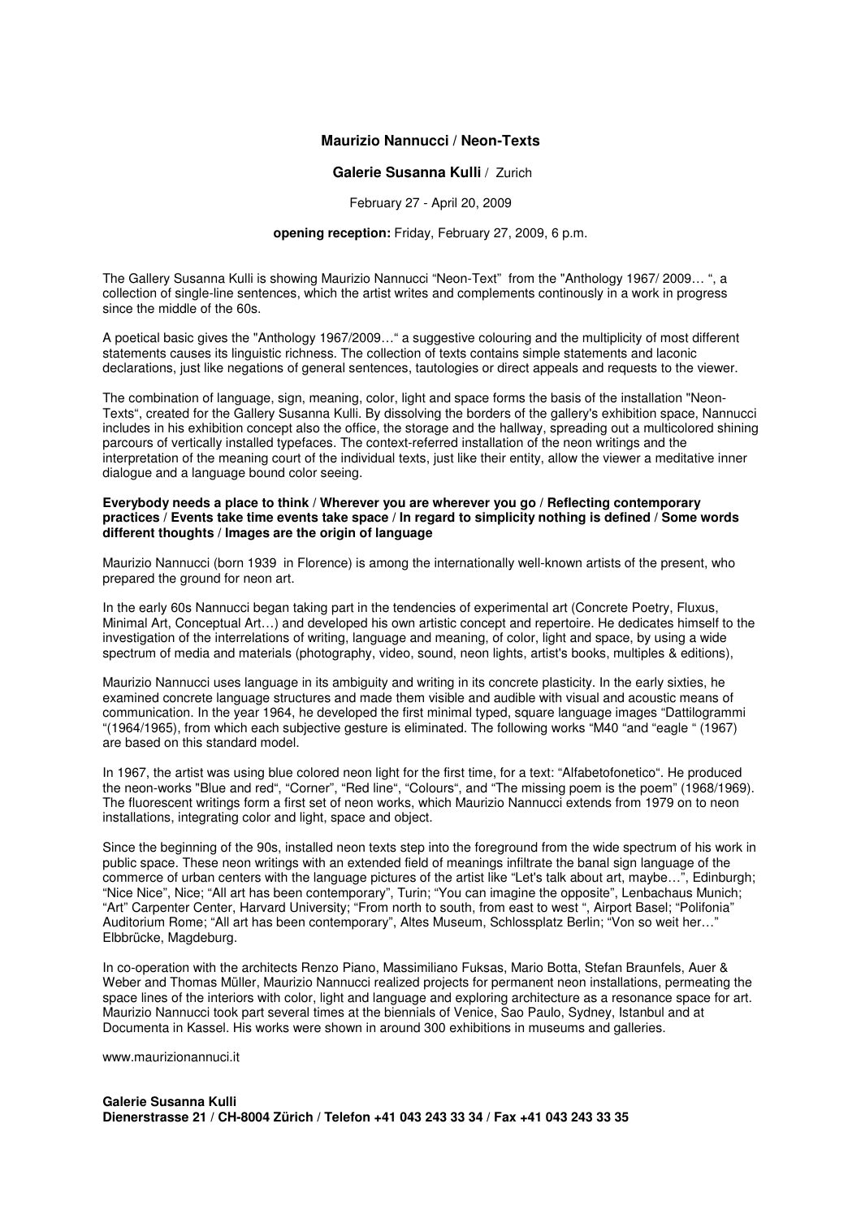**Maurizio Nannucci / Neon-Texts**

**Galerie Susanna Kulli** / Zurich

February 27 - April 20, 2009

**opening reception:** Friday, February 27, 2009, 6 p.m.

The Gallery Susanna Kulli is showing Maurizio Nannucci "Neon-Text" from the "Anthology 1967/ 2009… ", a collection of single-line sentences, which the artist writes and complements continously in a work in progress since the middle of the 60s.

A poetical basic gives the "Anthology 1967/2009…" a suggestive colouring and the multiplicity of most different statements causes its linguistic richness. The collection of texts contains simple statements and laconic declarations, just like negations of general sentences, tautologies or direct appeals and requests to the viewer.

The combination of language, sign, meaning, color, light and space forms the basis of the installation "Neon-Texts", created for the Gallery Susanna Kulli. By dissolving the borders of the gallery's exhibition space, Nannucci includes in his exhibition concept also the office, the storage and the hallway, spreading out a multicolored shining parcours of vertically installed typefaces. The context-referred installation of the neon writings and the interpretation of the meaning court of the individual texts, just like their entity, allow the viewer a meditative inner dialogue and a language bound color seeing.

**Everybody needs a place to think / Wherever you are wherever you go / Reflecting contemporary practices / Events take time events take space / In regard to simplicity nothing is defined / Some words different thoughts / Images are the origin of language**

Maurizio Nannucci (born 1939 in Florence) is among the internationally well-known artists of the present, who prepared the ground for neon art.

In the early 60s Nannucci began taking part in the tendencies of experimental art (Concrete Poetry, Fluxus, Minimal Art, Conceptual Art…) and developed his own artistic concept and repertoire. He dedicates himself to the investigation of the interrelations of writing, language and meaning, of color, light and space, by using a wide spectrum of media and materials (photography, video, sound, neon lights, artist's books, multiples & editions),

Maurizio Nannucci uses language in its ambiguity and writing in its concrete plasticity. In the early sixties, he examined concrete language structures and made them visible and audible with visual and acoustic means of communication. In the year 1964, he developed the first minimal typed, square language images "Dattilogrammi "(1964/1965), from which each subjective gesture is eliminated. The following works "M40 "and "eagle " (1967) are based on this standard model.

In 1967, the artist was using blue colored neon light for the first time, for a text: "Alfabetofonetico". He produced the neon-works "Blue and red", "Corner", "Red line", "Colours", and "The missing poem is the poem" (1968/1969). The fluorescent writings form a first set of neon works, which Maurizio Nannucci extends from 1979 on to neon installations, integrating color and light, space and object.

Since the beginning of the 90s, installed neon texts step into the foreground from the wide spectrum of his work in public space. These neon writings with an extended field of meanings infiltrate the banal sign language of the commerce of urban centers with the language pictures of the artist like "Let's talk about art, maybe…", Edinburgh; "Nice Nice", Nice; "All art has been contemporary", Turin; "You can imagine the opposite", Lenbachaus Munich; "Art" Carpenter Center, Harvard University; "From north to south, from east to west ", Airport Basel; "Polifonia" Auditorium Rome; "All art has been contemporary", Altes Museum, Schlossplatz Berlin; "Von so weit her…" Elbbrücke, Magdeburg.

In co-operation with the architects Renzo Piano, Massimiliano Fuksas, Mario Botta, Stefan Braunfels, Auer & Weber and Thomas Müller, Maurizio Nannucci realized projects for permanent neon installations, permeating the space lines of the interiors with color, light and language and exploring architecture as a resonance space for art. Maurizio Nannucci took part several times at the biennials of Venice, Sao Paulo, Sydney, Istanbul and at Documenta in Kassel. His works were shown in around 300 exhibitions in museums and galleries.

www.maurizionannuci.it

**Galerie Susanna Kulli**
**Dienerstrasse 21 / CH-8004 Zürich / Telefon +41 043 243 33 34 / Fax +41 043 243 33 35**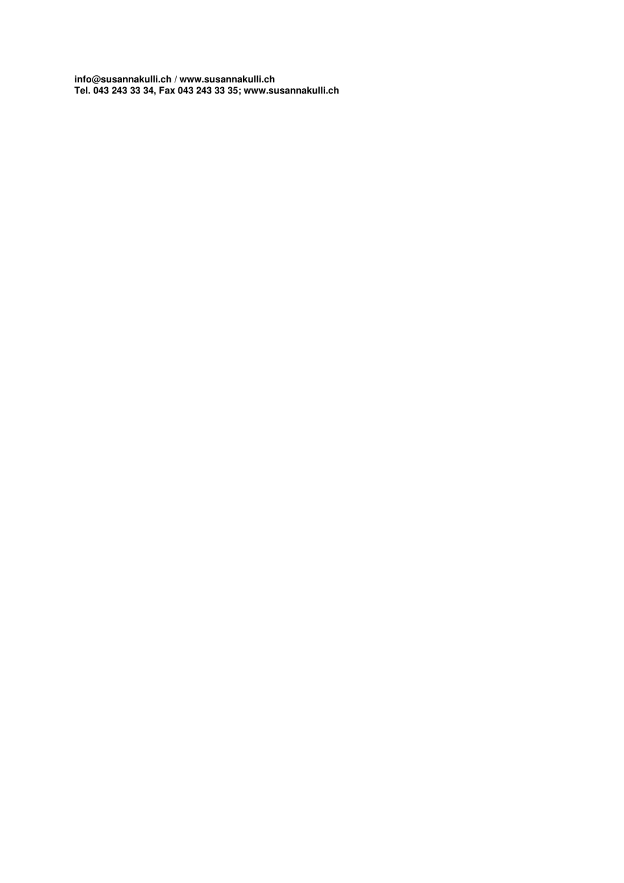**info@susannakulli.ch / www.susannakulli.ch**
**Tel. 043 243 33 34, Fax 043 243 33 35; www.susannakulli.ch**